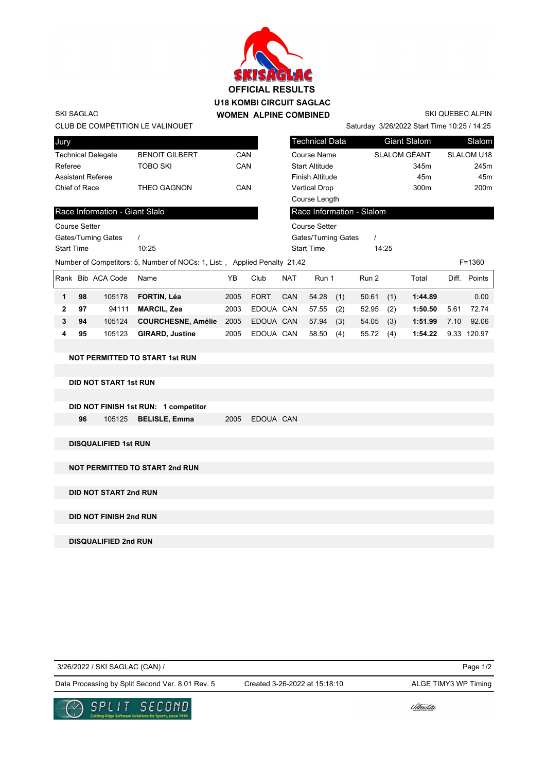# OFFICIAL RESULTS

## U18 KOMBI CIRCUIT SAGLAC

## WOMEN ALPINE COMBINED

SKI SAGLAC
CLUB DE COMPÉTITION LE VALINOUET

SKI QUEBEC ALPIN
Saturday 3/26/2022 Start Time 10:25 / 14:25

| Jury | | |
|---|---|---|
| Technical Delegate | BENOIT GILBERT | CAN |
| Referee | TOBO SKI | CAN |
| Assistant Referee | | |
| Chief of Race | THEO GAGNON | CAN |

| Technical Data | Giant Slalom | Slalom |
|---|---|---|
| Course Name | SLALOM GÉANT | SLALOM U18 |
| Start Altitude | 345m | 245m |
| Finish Altitude | 45m | 45m |
| Vertical Drop | 300m | 200m |
| Course Length | | |

| Race Information - Giant Slalo | |
|---|---|
| Course Setter | |
| Gates/Turning Gates | / |
| Start Time | 10:25 |

| Race Information - Slalom | |
|---|---|
| Course Setter | |
| Gates/Turning Gates | / |
| Start Time | 14:25 |

Number of Competitors: 5, Number of NOCs: 1, List: , Applied Penalty 21.42 F=1360

| Rank | Bib | ACA Code | Name | YB | Club | NAT | Run 1 | | Run 2 | | Total | Diff. | Points |
|---|---|---|---|---|---|---|---|---|---|---|---|---|---|
| **1** | **98** | 105178 | **FORTIN, Léa** | 2005 | FORT | CAN | 54.28 | (1) | 50.61 | (1) | **1:44.89** | | 0.00 |
| **2** | **97** | 94111 | **MARCIL, Zea** | 2003 | EDOUA | CAN | 57.55 | (2) | 52.95 | (2) | **1:50.50** | 5.61 | 72.74 |
| **3** | **94** | 105124 | **COURCHESNE, Amélie** | 2005 | EDOUA | CAN | 57.94 | (3) | 54.05 | (3) | **1:51.99** | 7.10 | 92.06 |
| **4** | **95** | 105123 | **GIRARD, Justine** | 2005 | EDOUA | CAN | 58.50 | (4) | 55.72 | (4) | **1:54.22** | 9.33 | 120.97 |

**NOT PERMITTED TO START 1st RUN**

**DID NOT START 1st RUN**

**DID NOT FINISH 1st RUN: 1 competitor**

| Bib | ACA Code | Name | YB | Club | NAT |
|---|---|---|---|---|---|
| **96** | 105125 | **BELISLE, Emma** | 2005 | EDOUA | CAN |

**DISQUALIFIED 1st RUN**

**NOT PERMITTED TO START 2nd RUN**

**DID NOT START 2nd RUN**

**DID NOT FINISH 2nd RUN**

**DISQUALIFIED 2nd RUN**

3/26/2022 / SKI SAGLAC (CAN) /

Data Processing by Split Second Ver. 8.01 Rev. 5 Created 3-26-2022 at 15:18:10 ALGE TIMY3 WP Timing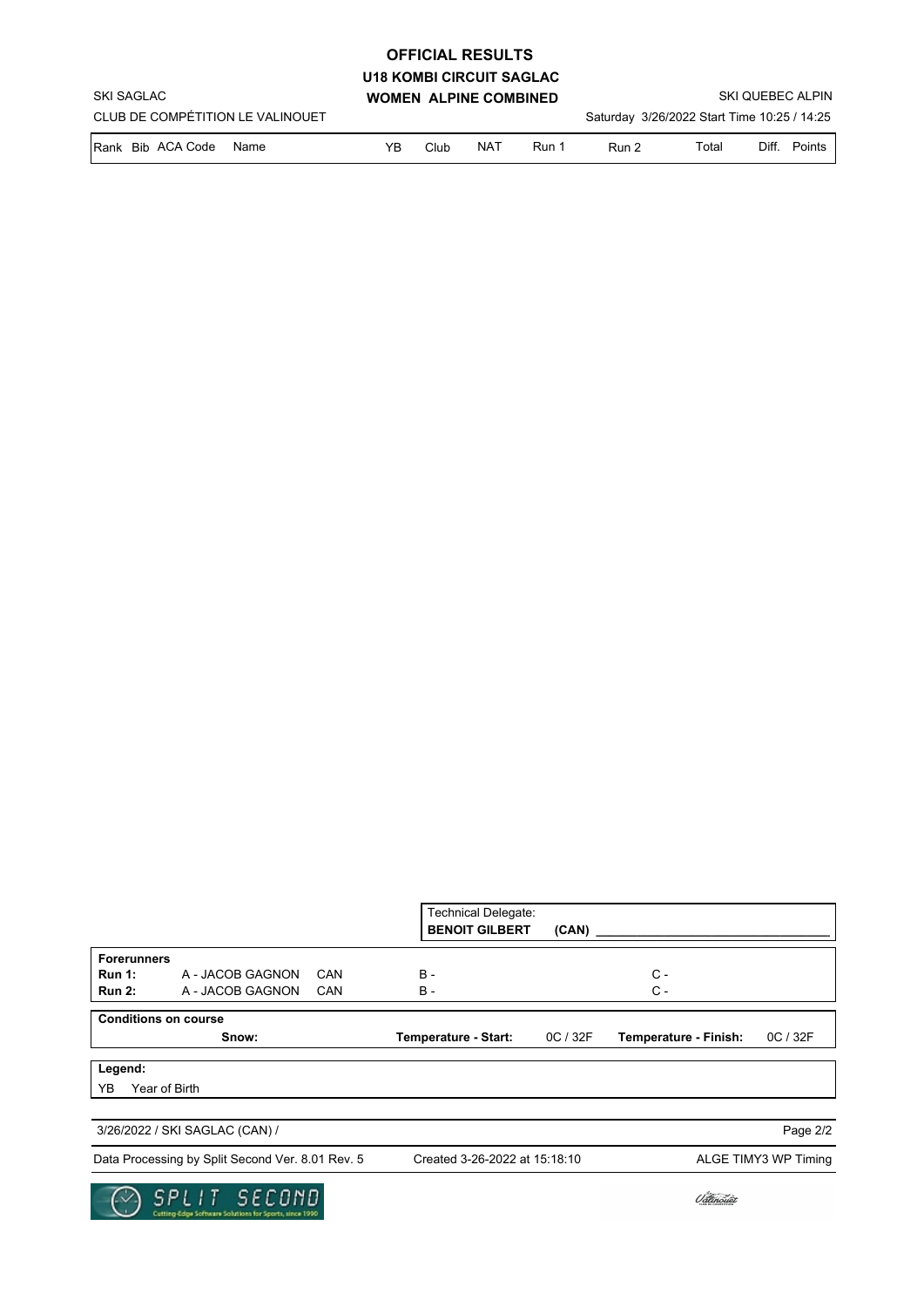# OFFICIAL RESULTS

## U18 KOMBI CIRCUIT SAGLAC

## WOMEN ALPINE COMBINED

SKI SAGLAC | SKI QUEBEC ALPIN

CLUB DE COMPÉTITION LE VALINOUET | Saturday 3/26/2022 Start Time 10:25 / 14:25

| Rank | Bib | ACA Code | Name | YB | Club | NAT | Run 1 | Run 2 | Total | Diff. | Points |
|---|---|---|---|---|---|---|---|---|---|---|---|

Technical Delegate:
**BENOIT GILBERT** **(CAN)**

| **Forerunners** | | | | |
|---|---|---|---|---|
| **Run 1:** | A - JACOB GAGNON | CAN | B - | C - |
| **Run 2:** | A - JACOB GAGNON | CAN | B - | C - |

**Conditions on course**

| **Snow:** | **Temperature - Start:** | 0C / 32F | **Temperature - Finish:** | 0C / 32F |
|---|---|---|---|---|

**Legend:**

YB Year of Birth

3/26/2022 / SKI SAGLAC (CAN) /

Data Processing by Split Second Ver. 8.01 Rev. 5 | Created 3-26-2022 at 15:18:10 | ALGE TIMY3 WP Timing